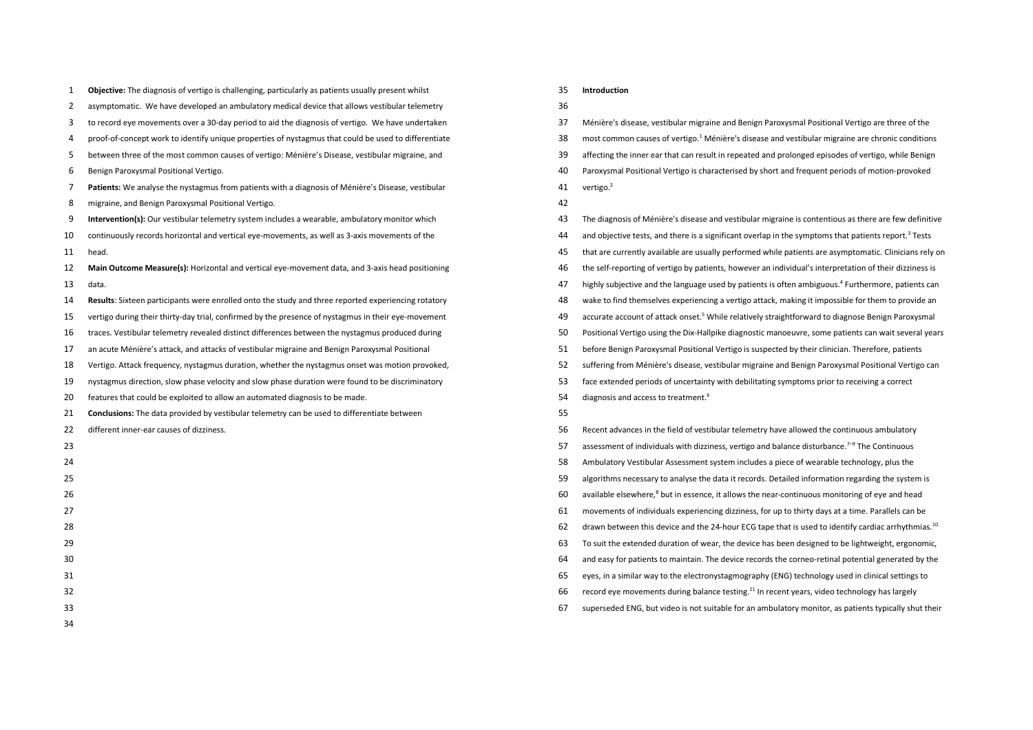**Objective:** The diagnosis of vertigo is challenging, particularly as patients usually present whilst asymptomatic. We have developed an ambulatory medical device that allows vestibular telemetry to record eye movements over a 30-day period to aid the diagnosis of vertigo. We have undertaken proof-of-concept work to identify unique properties of nystagmus that could be used to differentiate between three of the most common causes of vertigo: Ménière's Disease, vestibular migraine, and Benign Paroxysmal Positional Vertigo.

**Patients:** We analyse the nystagmus from patients with a diagnosis of Ménière's Disease, vestibular migraine, and Benign Paroxysmal Positional Vertigo.

**Intervention(s):** Our vestibular telemetry system includes a wearable, ambulatory monitor which continuously records horizontal and vertical eye-movements, as well as 3-axis movements of the head.

**Main Outcome Measure(s):** Horizontal and vertical eye-movement data, and 3-axis head positioning data.

**Results**: Sixteen participants were enrolled onto the study and three reported experiencing rotatory vertigo during their thirty-day trial, confirmed by the presence of nystagmus in their eye-movement traces. Vestibular telemetry revealed distinct differences between the nystagmus produced during an acute Ménière's attack, and attacks of vestibular migraine and Benign Paroxysmal Positional Vertigo. Attack frequency, nystagmus duration, whether the nystagmus onset was motion provoked, nystagmus direction, slow phase velocity and slow phase duration were found to be discriminatory features that could be exploited to allow an automated diagnosis to be made.

**Conclusions:** The data provided by vestibular telemetry can be used to differentiate between different inner-ear causes of dizziness.

## Introduction

Ménière's disease, vestibular migraine and Benign Paroxysmal Positional Vertigo are three of the most common causes of vertigo.[1] Ménière's disease and vestibular migraine are chronic conditions affecting the inner ear that can result in repeated and prolonged episodes of vertigo, while Benign Paroxysmal Positional Vertigo is characterised by short and frequent periods of motion-provoked vertigo.[2]

The diagnosis of Ménière's disease and vestibular migraine is contentious as there are few definitive and objective tests, and there is a significant overlap in the symptoms that patients report.[3] Tests that are currently available are usually performed while patients are asymptomatic. Clinicians rely on the self-reporting of vertigo by patients, however an individual's interpretation of their dizziness is highly subjective and the language used by patients is often ambiguous.[4] Furthermore, patients can wake to find themselves experiencing a vertigo attack, making it impossible for them to provide an accurate account of attack onset.[5] While relatively straightforward to diagnose Benign Paroxysmal Positional Vertigo using the Dix-Hallpike diagnostic manoeuvre, some patients can wait several years before Benign Paroxysmal Positional Vertigo is suspected by their clinician. Therefore, patients suffering from Ménière's disease, vestibular migraine and Benign Paroxysmal Positional Vertigo can face extended periods of uncertainty with debilitating symptoms prior to receiving a correct diagnosis and access to treatment.[6]

Recent advances in the field of vestibular telemetry have allowed the continuous ambulatory assessment of individuals with dizziness, vertigo and balance disturbance.[7–9] The Continuous Ambulatory Vestibular Assessment system includes a piece of wearable technology, plus the algorithms necessary to analyse the data it records. Detailed information regarding the system is available elsewhere,[8] but in essence, it allows the near-continuous monitoring of eye and head movements of individuals experiencing dizziness, for up to thirty days at a time. Parallels can be drawn between this device and the 24-hour ECG tape that is used to identify cardiac arrhythmias.[10] To suit the extended duration of wear, the device has been designed to be lightweight, ergonomic, and easy for patients to maintain. The device records the corneo-retinal potential generated by the eyes, in a similar way to the electronystagmography (ENG) technology used in clinical settings to record eye movements during balance testing.[11] In recent years, video technology has largely superseded ENG, but video is not suitable for an ambulatory monitor, as patients typically shut their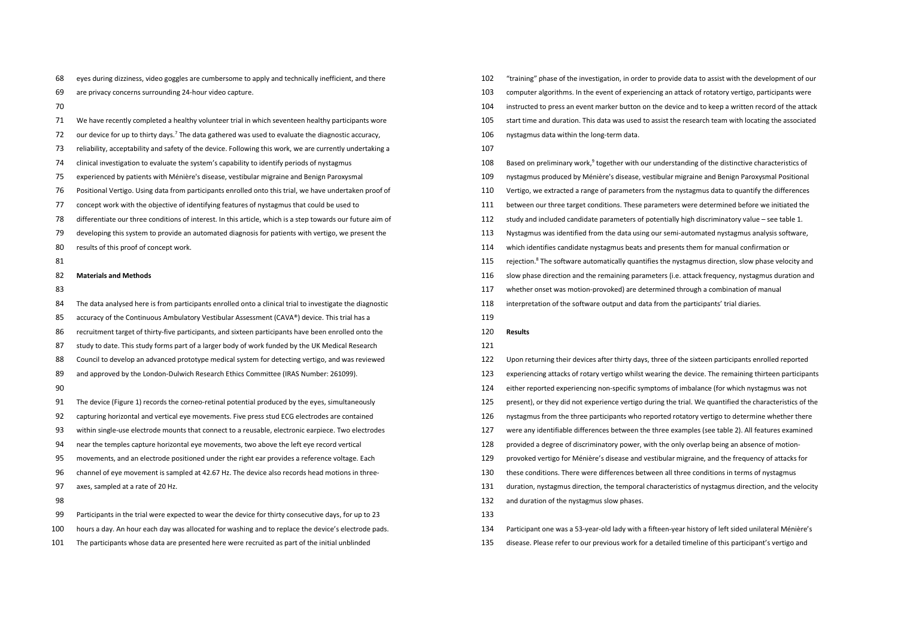eyes during dizziness, video goggles are cumbersome to apply and technically inefficient, and there are privacy concerns surrounding 24-hour video capture.

We have recently completed a healthy volunteer trial in which seventeen healthy participants wore our device for up to thirty days.[7] The data gathered was used to evaluate the diagnostic accuracy, reliability, acceptability and safety of the device. Following this work, we are currently undertaking a clinical investigation to evaluate the system's capability to identify periods of nystagmus experienced by patients with Ménière's disease, vestibular migraine and Benign Paroxysmal Positional Vertigo. Using data from participants enrolled onto this trial, we have undertaken proof of concept work with the objective of identifying features of nystagmus that could be used to differentiate our three conditions of interest. In this article, which is a step towards our future aim of developing this system to provide an automated diagnosis for patients with vertigo, we present the results of this proof of concept work.

## Materials and Methods

The data analysed here is from participants enrolled onto a clinical trial to investigate the diagnostic accuracy of the Continuous Ambulatory Vestibular Assessment (CAVA®) device. This trial has a recruitment target of thirty-five participants, and sixteen participants have been enrolled onto the study to date. This study forms part of a larger body of work funded by the UK Medical Research Council to develop an advanced prototype medical system for detecting vertigo, and was reviewed and approved by the London-Dulwich Research Ethics Committee (IRAS Number: 261099).

The device (Figure 1) records the corneo-retinal potential produced by the eyes, simultaneously capturing horizontal and vertical eye movements. Five press stud ECG electrodes are contained within single-use electrode mounts that connect to a reusable, electronic earpiece. Two electrodes near the temples capture horizontal eye movements, two above the left eye record vertical movements, and an electrode positioned under the right ear provides a reference voltage. Each channel of eye movement is sampled at 42.67 Hz. The device also records head motions in three-axes, sampled at a rate of 20 Hz.

Participants in the trial were expected to wear the device for thirty consecutive days, for up to 23 hours a day. An hour each day was allocated for washing and to replace the device's electrode pads. The participants whose data are presented here were recruited as part of the initial unblinded "training" phase of the investigation, in order to provide data to assist with the development of our computer algorithms. In the event of experiencing an attack of rotatory vertigo, participants were instructed to press an event marker button on the device and to keep a written record of the attack start time and duration. This data was used to assist the research team with locating the associated nystagmus data within the long-term data.

Based on preliminary work,[9] together with our understanding of the distinctive characteristics of nystagmus produced by Ménière's disease, vestibular migraine and Benign Paroxysmal Positional Vertigo, we extracted a range of parameters from the nystagmus data to quantify the differences between our three target conditions. These parameters were determined before we initiated the study and included candidate parameters of potentially high discriminatory value – see table 1. Nystagmus was identified from the data using our semi-automated nystagmus analysis software, which identifies candidate nystagmus beats and presents them for manual confirmation or rejection.[8] The software automatically quantifies the nystagmus direction, slow phase velocity and slow phase direction and the remaining parameters (i.e. attack frequency, nystagmus duration and whether onset was motion-provoked) are determined through a combination of manual interpretation of the software output and data from the participants' trial diaries.

## Results

Upon returning their devices after thirty days, three of the sixteen participants enrolled reported experiencing attacks of rotary vertigo whilst wearing the device. The remaining thirteen participants either reported experiencing non-specific symptoms of imbalance (for which nystagmus was not present), or they did not experience vertigo during the trial. We quantified the characteristics of the nystagmus from the three participants who reported rotatory vertigo to determine whether there were any identifiable differences between the three examples (see table 2). All features examined provided a degree of discriminatory power, with the only overlap being an absence of motion-provoked vertigo for Ménière's disease and vestibular migraine, and the frequency of attacks for these conditions. There were differences between all three conditions in terms of nystagmus duration, nystagmus direction, the temporal characteristics of nystagmus direction, and the velocity and duration of the nystagmus slow phases.

Participant one was a 53-year-old lady with a fifteen-year history of left sided unilateral Ménière's disease. Please refer to our previous work for a detailed timeline of this participant's vertigo and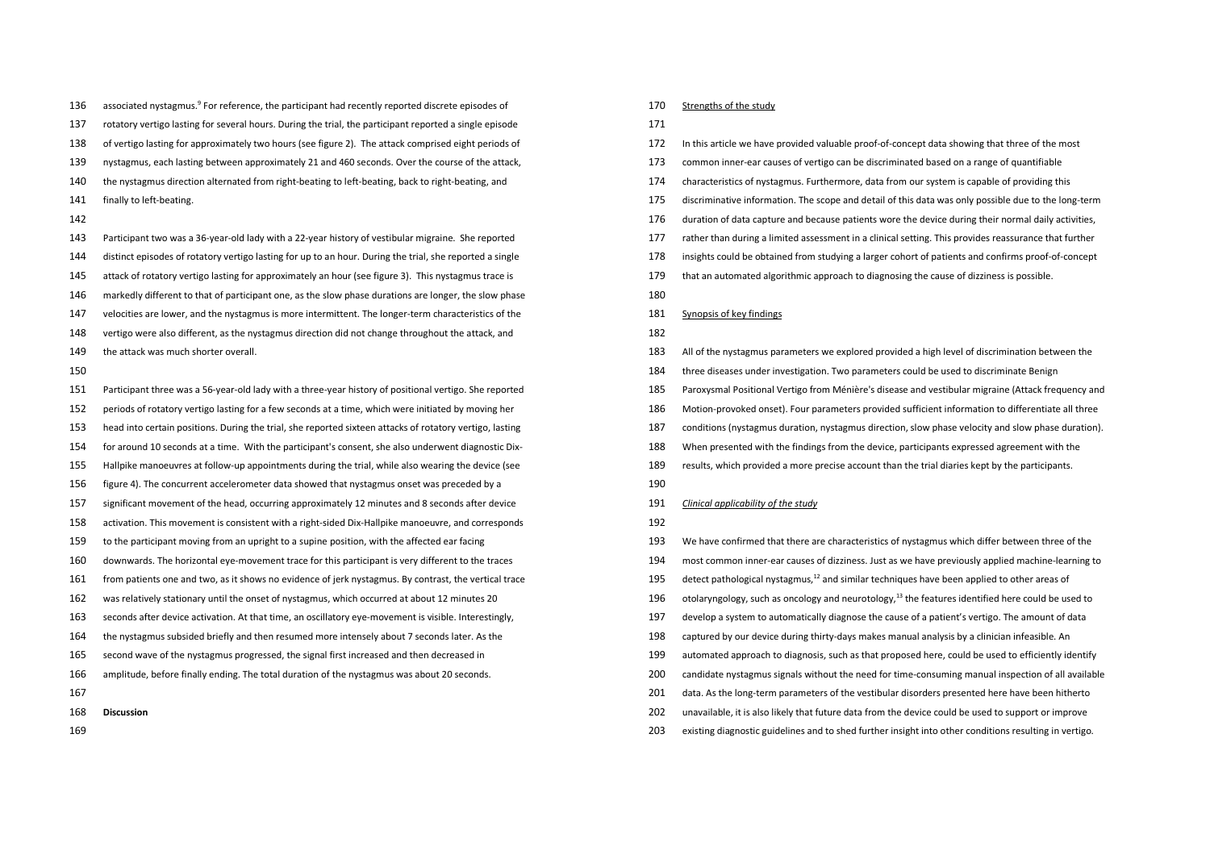associated nystagmus.[9] For reference, the participant had recently reported discrete episodes of rotatory vertigo lasting for several hours. During the trial, the participant reported a single episode of vertigo lasting for approximately two hours (see figure 2). The attack comprised eight periods of nystagmus, each lasting between approximately 21 and 460 seconds. Over the course of the attack, the nystagmus direction alternated from right-beating to left-beating, back to right-beating, and finally to left-beating.

Participant two was a 36-year-old lady with a 22-year history of vestibular migraine. She reported distinct episodes of rotatory vertigo lasting for up to an hour. During the trial, she reported a single attack of rotatory vertigo lasting for approximately an hour (see figure 3). This nystagmus trace is markedly different to that of participant one, as the slow phase durations are longer, the slow phase velocities are lower, and the nystagmus is more intermittent. The longer-term characteristics of the vertigo were also different, as the nystagmus direction did not change throughout the attack, and the attack was much shorter overall.

Participant three was a 56-year-old lady with a three-year history of positional vertigo. She reported periods of rotatory vertigo lasting for a few seconds at a time, which were initiated by moving her head into certain positions. During the trial, she reported sixteen attacks of rotatory vertigo, lasting for around 10 seconds at a time. With the participant's consent, she also underwent diagnostic Dix-Hallpike manoeuvres at follow-up appointments during the trial, while also wearing the device (see figure 4). The concurrent accelerometer data showed that nystagmus onset was preceded by a significant movement of the head, occurring approximately 12 minutes and 8 seconds after device activation. This movement is consistent with a right-sided Dix-Hallpike manoeuvre, and corresponds to the participant moving from an upright to a supine position, with the affected ear facing downwards. The horizontal eye-movement trace for this participant is very different to the traces from patients one and two, as it shows no evidence of jerk nystagmus. By contrast, the vertical trace was relatively stationary until the onset of nystagmus, which occurred at about 12 minutes 20 seconds after device activation. At that time, an oscillatory eye-movement is visible. Interestingly, the nystagmus subsided briefly and then resumed more intensely about 7 seconds later. As the second wave of the nystagmus progressed, the signal first increased and then decreased in amplitude, before finally ending. The total duration of the nystagmus was about 20 seconds.

## Discussion

### Strengths of the study

In this article we have provided valuable proof-of-concept data showing that three of the most common inner-ear causes of vertigo can be discriminated based on a range of quantifiable characteristics of nystagmus. Furthermore, data from our system is capable of providing this discriminative information. The scope and detail of this data was only possible due to the long-term duration of data capture and because patients wore the device during their normal daily activities, rather than during a limited assessment in a clinical setting. This provides reassurance that further insights could be obtained from studying a larger cohort of patients and confirms proof-of-concept that an automated algorithmic approach to diagnosing the cause of dizziness is possible.

### Synopsis of key findings

All of the nystagmus parameters we explored provided a high level of discrimination between the three diseases under investigation. Two parameters could be used to discriminate Benign Paroxysmal Positional Vertigo from Ménière's disease and vestibular migraine (Attack frequency and Motion-provoked onset). Four parameters provided sufficient information to differentiate all three conditions (nystagmus duration, nystagmus direction, slow phase velocity and slow phase duration). When presented with the findings from the device, participants expressed agreement with the results, which provided a more precise account than the trial diaries kept by the participants.

### *Clinical applicability of the study*

We have confirmed that there are characteristics of nystagmus which differ between three of the most common inner-ear causes of dizziness. Just as we have previously applied machine-learning to detect pathological nystagmus,[12] and similar techniques have been applied to other areas of otolaryngology, such as oncology and neurotology,[13] the features identified here could be used to develop a system to automatically diagnose the cause of a patient's vertigo. The amount of data captured by our device during thirty-days makes manual analysis by a clinician infeasible. An automated approach to diagnosis, such as that proposed here, could be used to efficiently identify candidate nystagmus signals without the need for time-consuming manual inspection of all available data. As the long-term parameters of the vestibular disorders presented here have been hitherto unavailable, it is also likely that future data from the device could be used to support or improve existing diagnostic guidelines and to shed further insight into other conditions resulting in vertigo.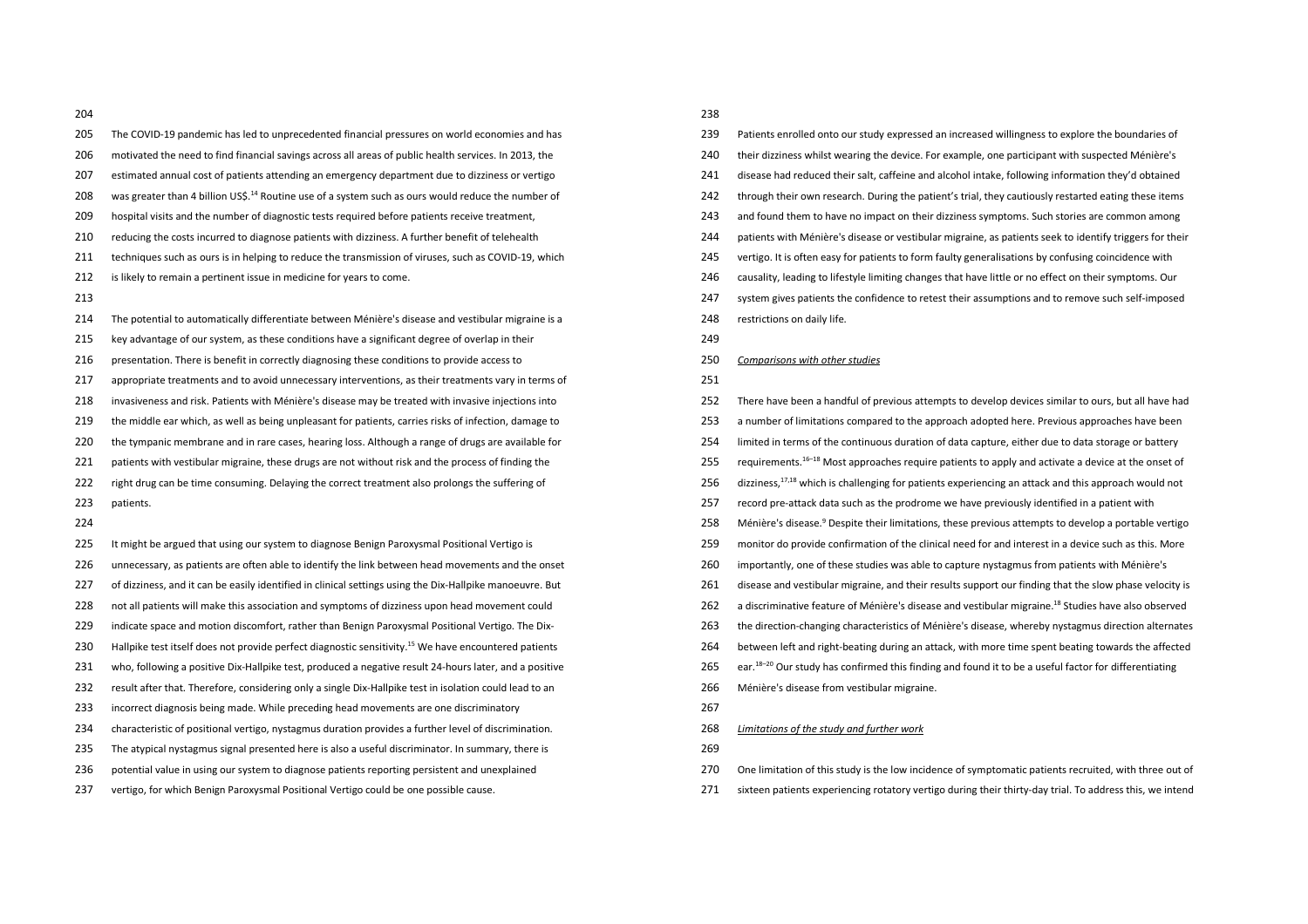The COVID-19 pandemic has led to unprecedented financial pressures on world economies and has motivated the need to find financial savings across all areas of public health services. In 2013, the estimated annual cost of patients attending an emergency department due to dizziness or vertigo was greater than 4 billion US$.[14] Routine use of a system such as ours would reduce the number of hospital visits and the number of diagnostic tests required before patients receive treatment, reducing the costs incurred to diagnose patients with dizziness. A further benefit of telehealth techniques such as ours is in helping to reduce the transmission of viruses, such as COVID-19, which is likely to remain a pertinent issue in medicine for years to come.

The potential to automatically differentiate between Ménière's disease and vestibular migraine is a key advantage of our system, as these conditions have a significant degree of overlap in their presentation. There is benefit in correctly diagnosing these conditions to provide access to appropriate treatments and to avoid unnecessary interventions, as their treatments vary in terms of invasiveness and risk. Patients with Ménière's disease may be treated with invasive injections into the middle ear which, as well as being unpleasant for patients, carries risks of infection, damage to the tympanic membrane and in rare cases, hearing loss. Although a range of drugs are available for patients with vestibular migraine, these drugs are not without risk and the process of finding the right drug can be time consuming. Delaying the correct treatment also prolongs the suffering of patients.

It might be argued that using our system to diagnose Benign Paroxysmal Positional Vertigo is unnecessary, as patients are often able to identify the link between head movements and the onset of dizziness, and it can be easily identified in clinical settings using the Dix-Hallpike manoeuvre. But not all patients will make this association and symptoms of dizziness upon head movement could indicate space and motion discomfort, rather than Benign Paroxysmal Positional Vertigo. The Dix-Hallpike test itself does not provide perfect diagnostic sensitivity.[15] We have encountered patients who, following a positive Dix-Hallpike test, produced a negative result 24-hours later, and a positive result after that. Therefore, considering only a single Dix-Hallpike test in isolation could lead to an incorrect diagnosis being made. While preceding head movements are one discriminatory characteristic of positional vertigo, nystagmus duration provides a further level of discrimination. The atypical nystagmus signal presented here is also a useful discriminator. In summary, there is potential value in using our system to diagnose patients reporting persistent and unexplained vertigo, for which Benign Paroxysmal Positional Vertigo could be one possible cause.

Patients enrolled onto our study expressed an increased willingness to explore the boundaries of their dizziness whilst wearing the device. For example, one participant with suspected Ménière's disease had reduced their salt, caffeine and alcohol intake, following information they'd obtained through their own research. During the patient's trial, they cautiously restarted eating these items and found them to have no impact on their dizziness symptoms. Such stories are common among patients with Ménière's disease or vestibular migraine, as patients seek to identify triggers for their vertigo. It is often easy for patients to form faulty generalisations by confusing coincidence with causality, leading to lifestyle limiting changes that have little or no effect on their symptoms. Our system gives patients the confidence to retest their assumptions and to remove such self-imposed restrictions on daily life.

*Comparisons with other studies*

There have been a handful of previous attempts to develop devices similar to ours, but all have had a number of limitations compared to the approach adopted here. Previous approaches have been limited in terms of the continuous duration of data capture, either due to data storage or battery requirements.[16–18] Most approaches require patients to apply and activate a device at the onset of dizziness,[17,18] which is challenging for patients experiencing an attack and this approach would not record pre-attack data such as the prodrome we have previously identified in a patient with Ménière's disease.[9] Despite their limitations, these previous attempts to develop a portable vertigo monitor do provide confirmation of the clinical need for and interest in a device such as this. More importantly, one of these studies was able to capture nystagmus from patients with Ménière's disease and vestibular migraine, and their results support our finding that the slow phase velocity is a discriminative feature of Ménière's disease and vestibular migraine.[18] Studies have also observed the direction-changing characteristics of Ménière's disease, whereby nystagmus direction alternates between left and right-beating during an attack, with more time spent beating towards the affected ear.[18–20] Our study has confirmed this finding and found it to be a useful factor for differentiating Ménière's disease from vestibular migraine.

*Limitations of the study and further work*

One limitation of this study is the low incidence of symptomatic patients recruited, with three out of sixteen patients experiencing rotatory vertigo during their thirty-day trial. To address this, we intend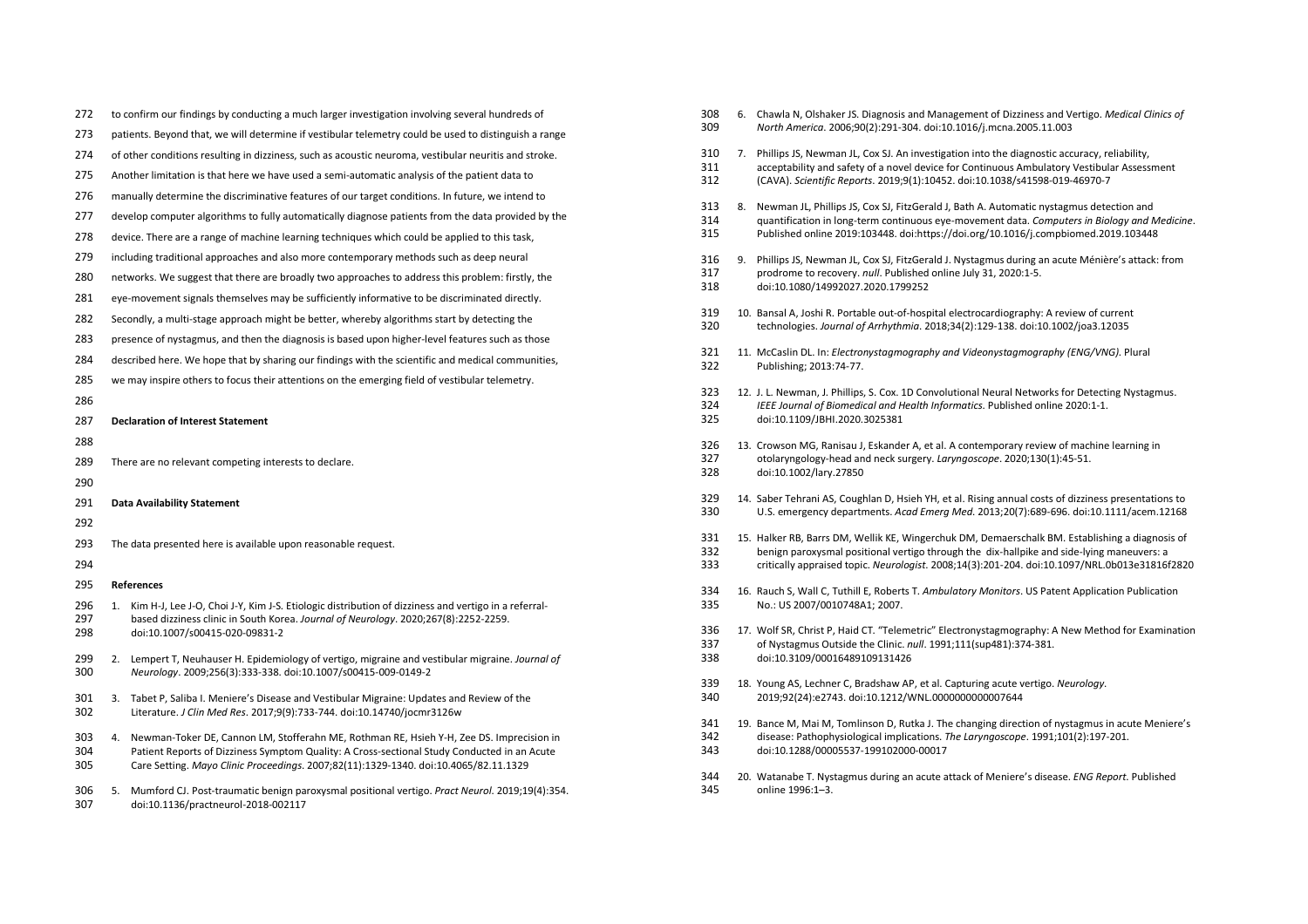to confirm our findings by conducting a much larger investigation involving several hundreds of patients. Beyond that, we will determine if vestibular telemetry could be used to distinguish a range of other conditions resulting in dizziness, such as acoustic neuroma, vestibular neuritis and stroke. Another limitation is that here we have used a semi-automatic analysis of the patient data to manually determine the discriminative features of our target conditions. In future, we intend to develop computer algorithms to fully automatically diagnose patients from the data provided by the device. There are a range of machine learning techniques which could be applied to this task, including traditional approaches and also more contemporary methods such as deep neural networks. We suggest that there are broadly two approaches to address this problem: firstly, the eye-movement signals themselves may be sufficiently informative to be discriminated directly. Secondly, a multi-stage approach might be better, whereby algorithms start by detecting the presence of nystagmus, and then the diagnosis is based upon higher-level features such as those described here. We hope that by sharing our findings with the scientific and medical communities, we may inspire others to focus their attentions on the emerging field of vestibular telemetry.

**Declaration of Interest Statement**

There are no relevant competing interests to declare.

**Data Availability Statement**

The data presented here is available upon reasonable request.

**References**

1. Kim H-J, Lee J-O, Choi J-Y, Kim J-S. Etiologic distribution of dizziness and vertigo in a referral-based dizziness clinic in South Korea. *Journal of Neurology*. 2020;267(8):2252-2259. doi:10.1007/s00415-020-09831-2
2. Lempert T, Neuhauser H. Epidemiology of vertigo, migraine and vestibular migraine. *Journal of Neurology*. 2009;256(3):333-338. doi:10.1007/s00415-009-0149-2
3. Tabet P, Saliba I. Meniere's Disease and Vestibular Migraine: Updates and Review of the Literature. *J Clin Med Res*. 2017;9(9):733-744. doi:10.14740/jocmr3126w
4. Newman-Toker DE, Cannon LM, Stofferahn ME, Rothman RE, Hsieh Y-H, Zee DS. Imprecision in Patient Reports of Dizziness Symptom Quality: A Cross-sectional Study Conducted in an Acute Care Setting. *Mayo Clinic Proceedings*. 2007;82(11):1329-1340. doi:10.4065/82.11.1329
5. Mumford CJ. Post-traumatic benign paroxysmal positional vertigo. *Pract Neurol*. 2019;19(4):354. doi:10.1136/practneurol-2018-002117
6. Chawla N, Olshaker JS. Diagnosis and Management of Dizziness and Vertigo. *Medical Clinics of North America*. 2006;90(2):291-304. doi:10.1016/j.mcna.2005.11.003
7. Phillips JS, Newman JL, Cox SJ. An investigation into the diagnostic accuracy, reliability, acceptability and safety of a novel device for Continuous Ambulatory Vestibular Assessment (CAVA). *Scientific Reports*. 2019;9(1):10452. doi:10.1038/s41598-019-46970-7
8. Newman JL, Phillips JS, Cox SJ, FitzGerald J, Bath A. Automatic nystagmus detection and quantification in long-term continuous eye-movement data. *Computers in Biology and Medicine*. Published online 2019:103448. doi:https://doi.org/10.1016/j.compbiomed.2019.103448
9. Phillips JS, Newman JL, Cox SJ, FitzGerald J. Nystagmus during an acute Ménière's attack: from prodrome to recovery. *null*. Published online July 31, 2020:1-5. doi:10.1080/14992027.2020.1799252
10. Bansal A, Joshi R. Portable out-of-hospital electrocardiography: A review of current technologies. *Journal of Arrhythmia*. 2018;34(2):129-138. doi:10.1002/joa3.12035
11. McCaslin DL. In: *Electronystagmography and Videonystagmography (ENG/VNG)*. Plural Publishing; 2013:74-77.
12. J. L. Newman, J. Phillips, S. Cox. 1D Convolutional Neural Networks for Detecting Nystagmus. *IEEE Journal of Biomedical and Health Informatics*. Published online 2020:1-1. doi:10.1109/JBHI.2020.3025381
13. Crowson MG, Ranisau J, Eskander A, et al. A contemporary review of machine learning in otolaryngology-head and neck surgery. *Laryngoscope*. 2020;130(1):45-51. doi:10.1002/lary.27850
14. Saber Tehrani AS, Coughlan D, Hsieh YH, et al. Rising annual costs of dizziness presentations to U.S. emergency departments. *Acad Emerg Med*. 2013;20(7):689-696. doi:10.1111/acem.12168
15. Halker RB, Barrs DM, Wellik KE, Wingerchuk DM, Demaerschalk BM. Establishing a diagnosis of benign paroxysmal positional vertigo through the dix-hallpike and side-lying maneuvers: a critically appraised topic. *Neurologist*. 2008;14(3):201-204. doi:10.1097/NRL.0b013e31816f2820
16. Rauch S, Wall C, Tuthill E, Roberts T. *Ambulatory Monitors*. US Patent Application Publication No.: US 2007/0010748A1; 2007.
17. Wolf SR, Christ P, Haid CT. "Telemetric" Electronystagmography: A New Method for Examination of Nystagmus Outside the Clinic. *null*. 1991;111(sup481):374-381. doi:10.3109/00016489109131426
18. Young AS, Lechner C, Bradshaw AP, et al. Capturing acute vertigo. *Neurology*. 2019;92(24):e2743. doi:10.1212/WNL.0000000000007644
19. Bance M, Mai M, Tomlinson D, Rutka J. The changing direction of nystagmus in acute Meniere's disease: Pathophysiological implications. *The Laryngoscope*. 1991;101(2):197-201. doi:10.1288/00005537-199102000-00017
20. Watanabe T. Nystagmus during an acute attack of Meniere's disease. *ENG Report*. Published online 1996:1–3.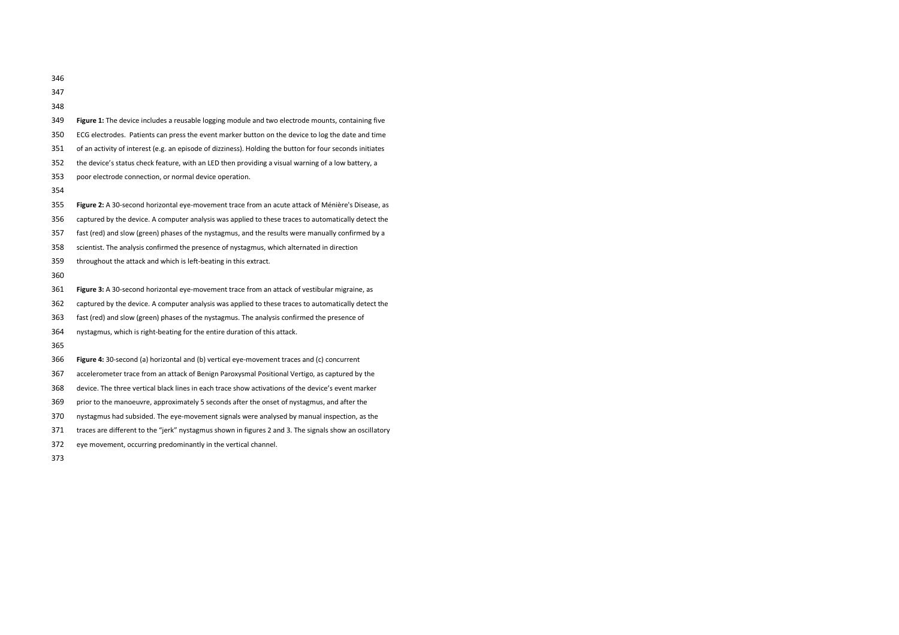**Figure 1:** The device includes a reusable logging module and two electrode mounts, containing five ECG electrodes. Patients can press the event marker button on the device to log the date and time of an activity of interest (e.g. an episode of dizziness). Holding the button for four seconds initiates the device's status check feature, with an LED then providing a visual warning of a low battery, a poor electrode connection, or normal device operation.

**Figure 2:** A 30-second horizontal eye-movement trace from an acute attack of Ménière's Disease, as captured by the device. A computer analysis was applied to these traces to automatically detect the fast (red) and slow (green) phases of the nystagmus, and the results were manually confirmed by a scientist. The analysis confirmed the presence of nystagmus, which alternated in direction throughout the attack and which is left-beating in this extract.

**Figure 3:** A 30-second horizontal eye-movement trace from an attack of vestibular migraine, as captured by the device. A computer analysis was applied to these traces to automatically detect the fast (red) and slow (green) phases of the nystagmus. The analysis confirmed the presence of nystagmus, which is right-beating for the entire duration of this attack.

**Figure 4:** 30-second (a) horizontal and (b) vertical eye-movement traces and (c) concurrent accelerometer trace from an attack of Benign Paroxysmal Positional Vertigo, as captured by the device. The three vertical black lines in each trace show activations of the device's event marker prior to the manoeuvre, approximately 5 seconds after the onset of nystagmus, and after the nystagmus had subsided. The eye-movement signals were analysed by manual inspection, as the traces are different to the "jerk" nystagmus shown in figures 2 and 3. The signals show an oscillatory eye movement, occurring predominantly in the vertical channel.